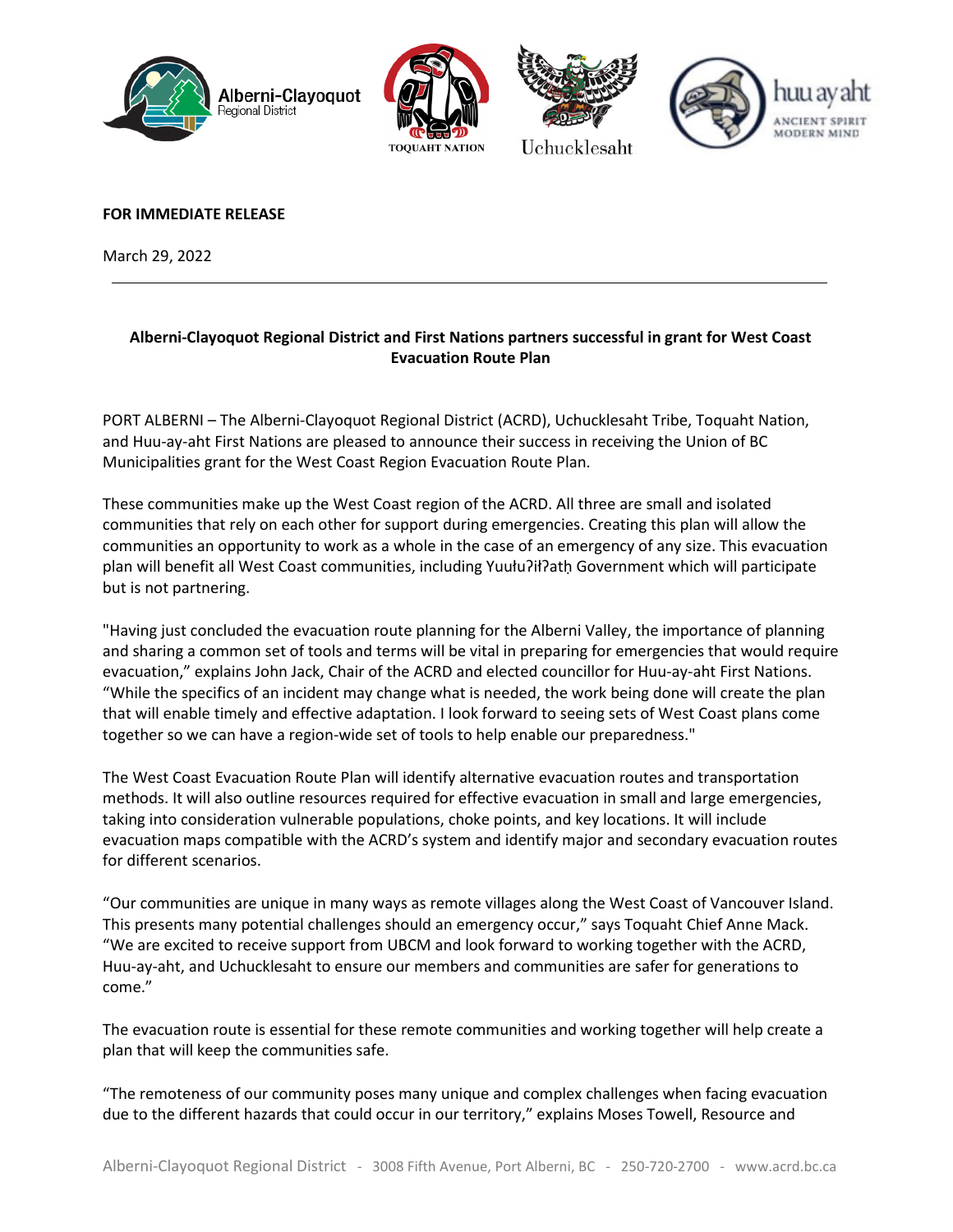**FOR IMMEDIATE RELEASE**

March 29, 2022

---

**Alberni-Clayoquot Regional District and First Nations partners successful in grant for West Coast Evacuation Route Plan**

PORT ALBERNI – The Alberni-Clayoquot Regional District (ACRD), Uchucklesaht Tribe, Toquaht Nation, and Huu-ay-aht First Nations are pleased to announce their success in receiving the Union of BC Municipalities grant for the West Coast Region Evacuation Route Plan.

These communities make up the West Coast region of the ACRD. All three are small and isolated communities that rely on each other for support during emergencies. Creating this plan will allow the communities an opportunity to work as a whole in the case of an emergency of any size. This evacuation plan will benefit all West Coast communities, including Yuułuʔiłʔatḥ Government which will participate but is not partnering.

"Having just concluded the evacuation route planning for the Alberni Valley, the importance of planning and sharing a common set of tools and terms will be vital in preparing for emergencies that would require evacuation," explains John Jack, Chair of the ACRD and elected councillor for Huu-ay-aht First Nations. "While the specifics of an incident may change what is needed, the work being done will create the plan that will enable timely and effective adaptation. I look forward to seeing sets of West Coast plans come together so we can have a region-wide set of tools to help enable our preparedness."

The West Coast Evacuation Route Plan will identify alternative evacuation routes and transportation methods. It will also outline resources required for effective evacuation in small and large emergencies, taking into consideration vulnerable populations, choke points, and key locations. It will include evacuation maps compatible with the ACRD's system and identify major and secondary evacuation routes for different scenarios.

"Our communities are unique in many ways as remote villages along the West Coast of Vancouver Island. This presents many potential challenges should an emergency occur," says Toquaht Chief Anne Mack. "We are excited to receive support from UBCM and look forward to working together with the ACRD, Huu-ay-aht, and Uchucklesaht to ensure our members and communities are safer for generations to come."

The evacuation route is essential for these remote communities and working together will help create a plan that will keep the communities safe.

"The remoteness of our community poses many unique and complex challenges when facing evacuation due to the different hazards that could occur in our territory," explains Moses Towell, Resource and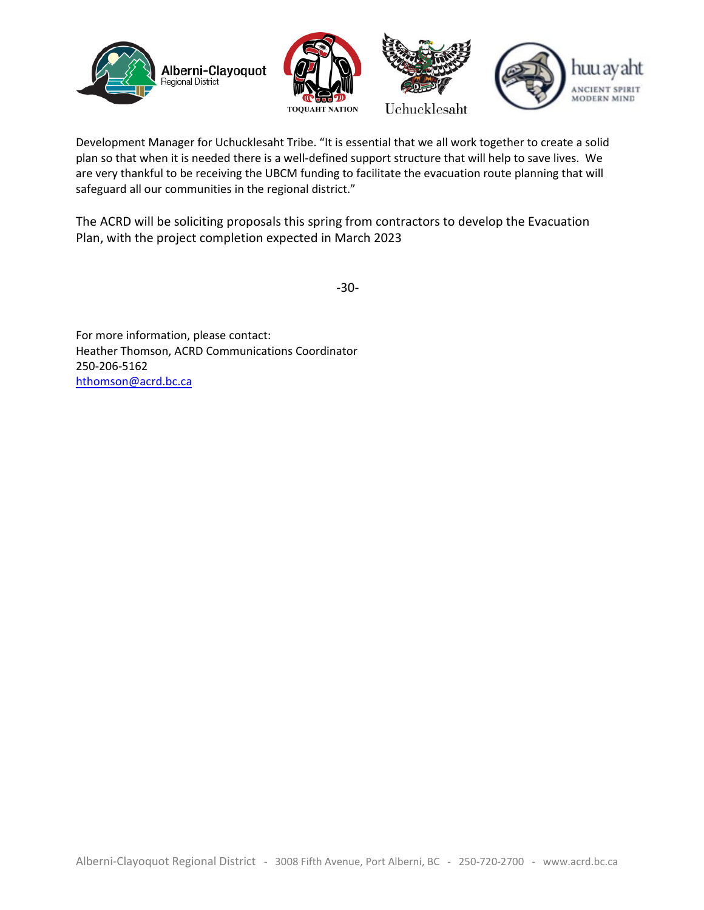Development Manager for Uchucklesaht Tribe. “It is essential that we all work together to create a solid plan so that when it is needed there is a well-defined support structure that will help to save lives. We are very thankful to be receiving the UBCM funding to facilitate the evacuation route planning that will safeguard all our communities in the regional district.”

The ACRD will be soliciting proposals this spring from contractors to develop the Evacuation Plan, with the project completion expected in March 2023

-30-

For more information, please contact:
Heather Thomson, ACRD Communications Coordinator
250-206-5162
hthomson@acrd.bc.ca